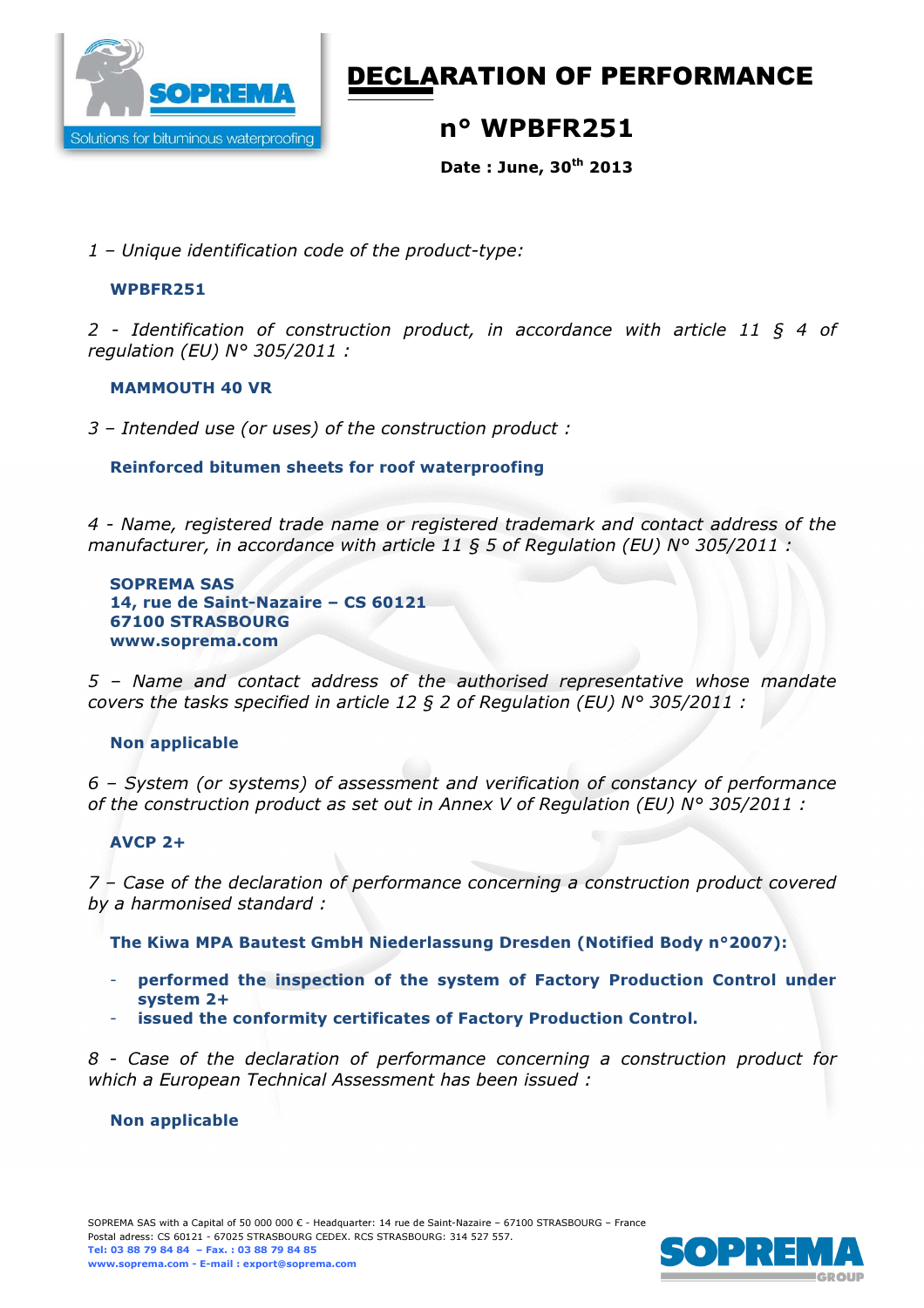# DECLARATION OF PERFORMANCE

## n° WPBFR251

**Date : June, 30th 2013**

*1 – Unique identification code of the product-type:*

**WPBFR251**

*2 - Identification of construction product, in accordance with article 11 § 4 of regulation (EU) N° 305/2011 :*

**MAMMOUTH 40 VR**

*3 – Intended use (or uses) of the construction product :*

**Reinforced bitumen sheets for roof waterproofing**

*4 - Name, registered trade name or registered trademark and contact address of the manufacturer, in accordance with article 11 § 5 of Regulation (EU) N° 305/2011 :*

**SOPREMA SAS**
**14, rue de Saint-Nazaire – CS 60121**
**67100 STRASBOURG**
**www.soprema.com**

*5 – Name and contact address of the authorised representative whose mandate covers the tasks specified in article 12 § 2 of Regulation (EU) N° 305/2011 :*

**Non applicable**

*6 – System (or systems) of assessment and verification of constancy of performance of the construction product as set out in Annex V of Regulation (EU) N° 305/2011 :*

**AVCP 2+**

*7 – Case of the declaration of performance concerning a construction product covered by a harmonised standard :*

**The Kiwa MPA Bautest GmbH Niederlassung Dresden (Notified Body n°2007):**

- **performed the inspection of the system of Factory Production Control under system 2+**
- **issued the conformity certificates of Factory Production Control.**

*8 - Case of the declaration of performance concerning a construction product for which a European Technical Assessment has been issued :*

**Non applicable**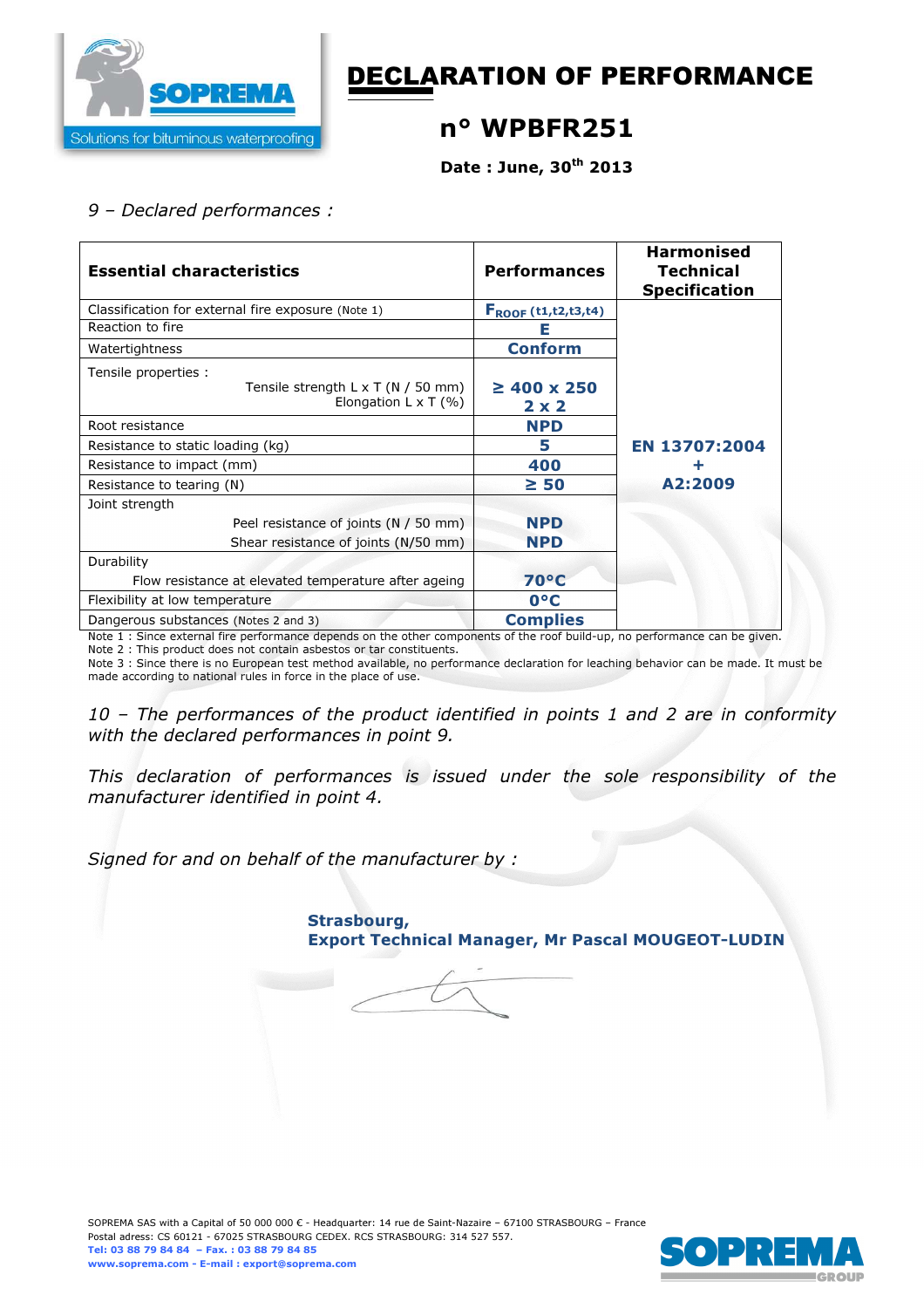# DECLARATION OF PERFORMANCE

## n° WPBFR251

**Date : June, 30th 2013**

*9 – Declared performances :*

| Essential characteristics | Performances | Harmonised Technical Specification |
|---|---|---|
| Classification for external fire exposure (Note 1) | $F_{ROOF}$ (t1,t2,t3,t4) | EN 13707:2004 + A2:2009 |
| Reaction to fire | E | |
| Watertightness | Conform | |
| Tensile properties : Tensile strength L x T (N / 50 mm) / Elongation L x T (%) | ≥ 400 x 250 / 2 x 2 | |
| Root resistance | NPD | |
| Resistance to static loading (kg) | 5 | |
| Resistance to impact (mm) | 400 | |
| Resistance to tearing (N) | ≥ 50 | |
| Joint strength: Peel resistance of joints (N / 50 mm) / Shear resistance of joints (N/50 mm) | NPD / NPD | |
| Durability: Flow resistance at elevated temperature after ageing | 70°C | |
| Flexibility at low temperature | 0°C | |
| Dangerous substances (Notes 2 and 3) | Complies | |

Note 1 : Since external fire performance depends on the other components of the roof build-up, no performance can be given.
Note 2 : This product does not contain asbestos or tar constituents.
Note 3 : Since there is no European test method available, no performance declaration for leaching behavior can be made. It must be made according to national rules in force in the place of use.

*10 – The performances of the product identified in points 1 and 2 are in conformity with the declared performances in point 9.*

*This declaration of performances is issued under the sole responsibility of the manufacturer identified in point 4.*

*Signed for and on behalf of the manufacturer by :*

**Strasbourg,**
**Export Technical Manager, Mr Pascal MOUGEOT-LUDIN**

SOPREMA SAS with a Capital of 50 000 000 € - Headquarter: 14 rue de Saint-Nazaire – 67100 STRASBOURG – France
Postal adress: CS 60121 - 67025 STRASBOURG CEDEX. RCS STRASBOURG: 314 527 557.
Tel: 03 88 79 84 84 – Fax. : 03 88 79 84 85
www.soprema.com - E-mail : export@soprema.com